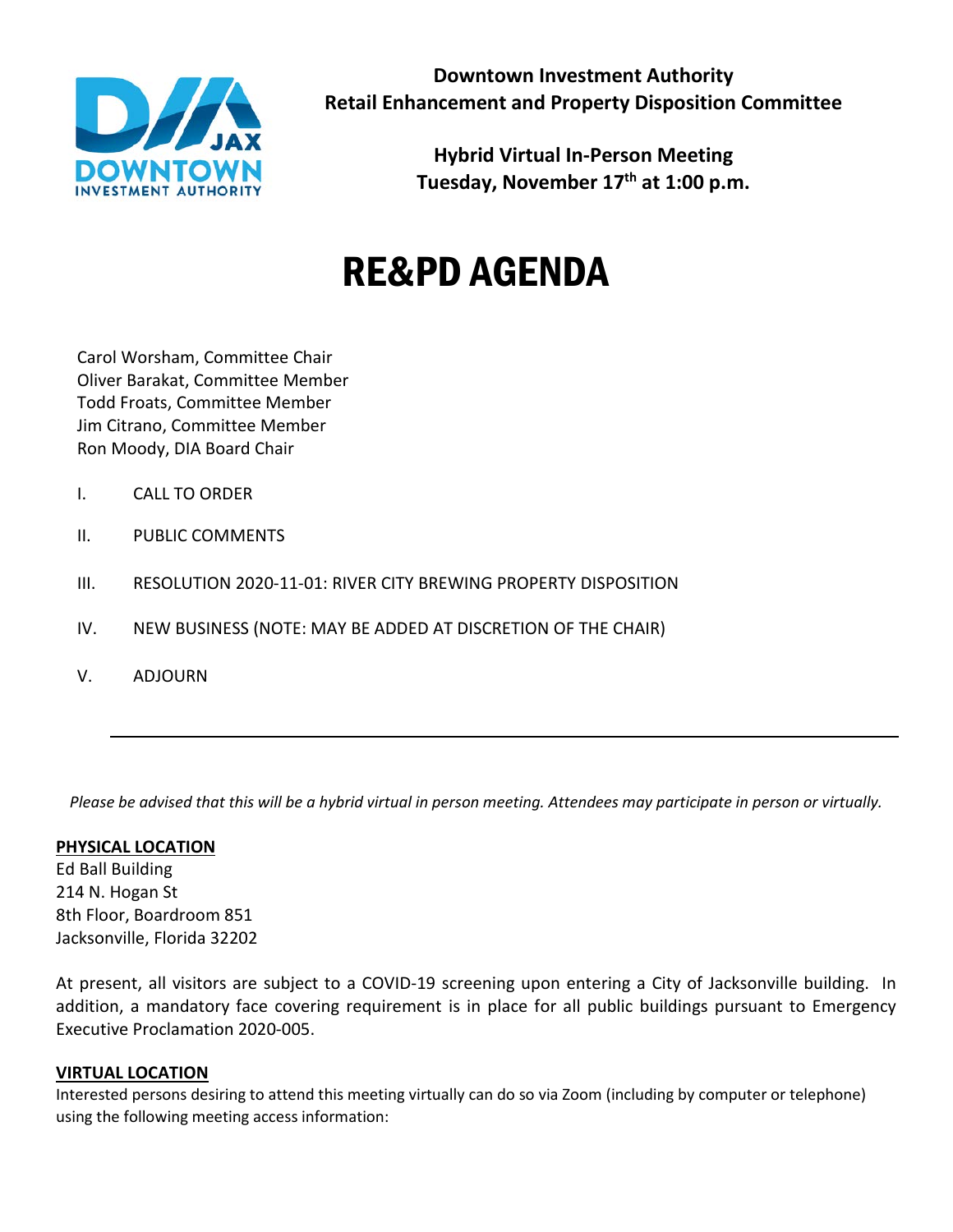**Downtown Investment Authority**
**Retail Enhancement and Property Disposition Committee**

**Hybrid Virtual In-Person Meeting**
**Tuesday, November 17th at 1:00 p.m.**

# RE&PD AGENDA

Carol Worsham, Committee Chair
Oliver Barakat, Committee Member
Todd Froats, Committee Member
Jim Citrano, Committee Member
Ron Moody, DIA Board Chair

I. CALL TO ORDER

II. PUBLIC COMMENTS

III. RESOLUTION 2020-11-01: RIVER CITY BREWING PROPERTY DISPOSITION

IV. NEW BUSINESS (NOTE: MAY BE ADDED AT DISCRETION OF THE CHAIR)

V. ADJOURN

---

*Please be advised that this will be a hybrid virtual in person meeting. Attendees may participate in person or virtually.*

**PHYSICAL LOCATION**
Ed Ball Building
214 N. Hogan St
8th Floor, Boardroom 851
Jacksonville, Florida 32202

At present, all visitors are subject to a COVID-19 screening upon entering a City of Jacksonville building. In addition, a mandatory face covering requirement is in place for all public buildings pursuant to Emergency Executive Proclamation 2020-005.

**VIRTUAL LOCATION**
Interested persons desiring to attend this meeting virtually can do so via Zoom (including by computer or telephone) using the following meeting access information: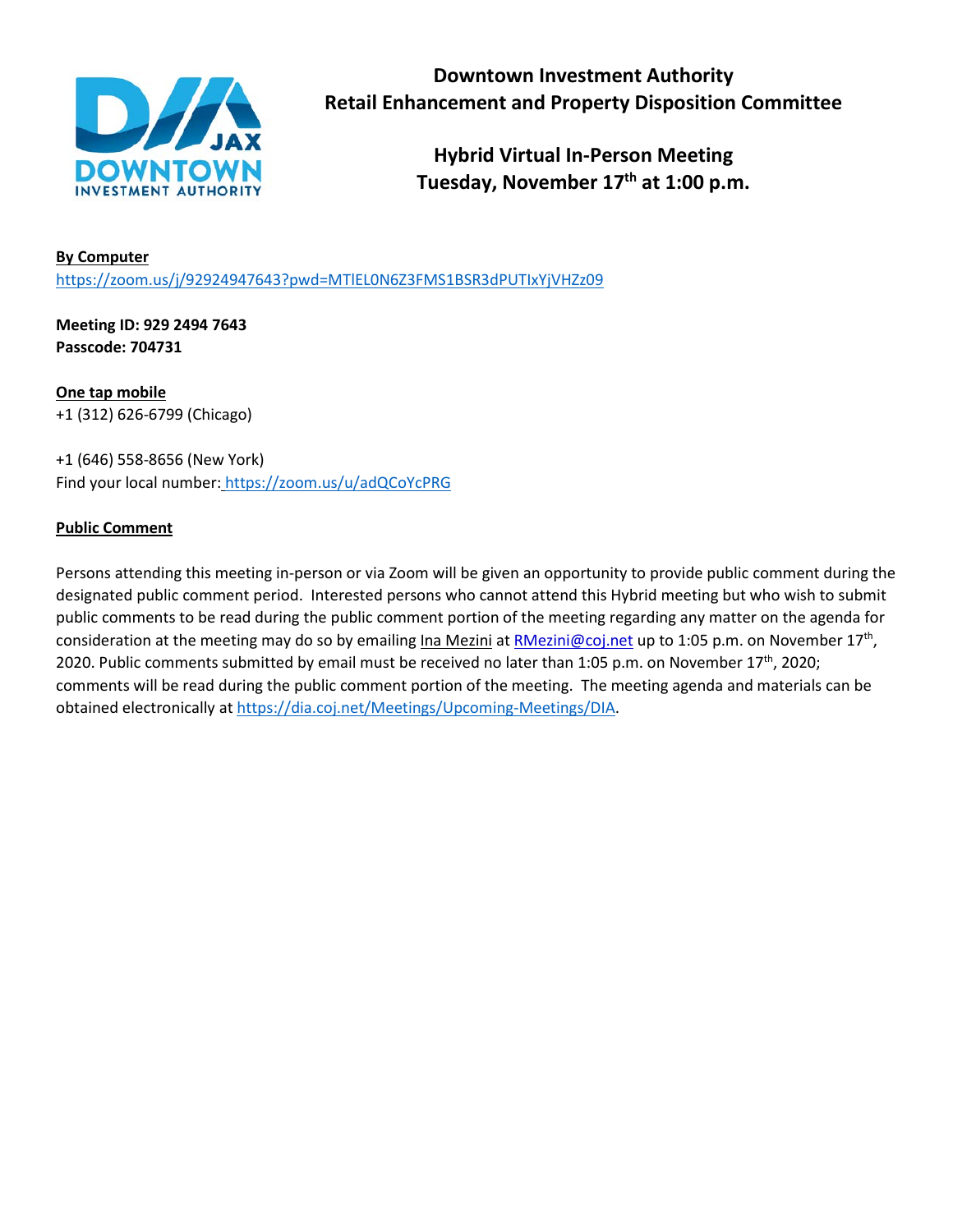**Downtown Investment Authority**
**Retail Enhancement and Property Disposition Committee**

**Hybrid Virtual In-Person Meeting**
**Tuesday, November 17th at 1:00 p.m.**

**By Computer**
https://zoom.us/j/92924947643?pwd=MTlEL0N6Z3FMS1BSR3dPUTIxYjVHZz09

**Meeting ID: 929 2494 7643**
**Passcode: 704731**

**One tap mobile**
+1 (312) 626-6799 (Chicago)

+1 (646) 558-8656 (New York)
Find your local number: https://zoom.us/u/adQCoYcPRG

**Public Comment**

Persons attending this meeting in-person or via Zoom will be given an opportunity to provide public comment during the designated public comment period. Interested persons who cannot attend this Hybrid meeting but who wish to submit public comments to be read during the public comment portion of the meeting regarding any matter on the agenda for consideration at the meeting may do so by emailing Ina Mezini at RMezini@coj.net up to 1:05 p.m. on November 17th, 2020. Public comments submitted by email must be received no later than 1:05 p.m. on November 17th, 2020; comments will be read during the public comment portion of the meeting. The meeting agenda and materials can be obtained electronically at https://dia.coj.net/Meetings/Upcoming-Meetings/DIA.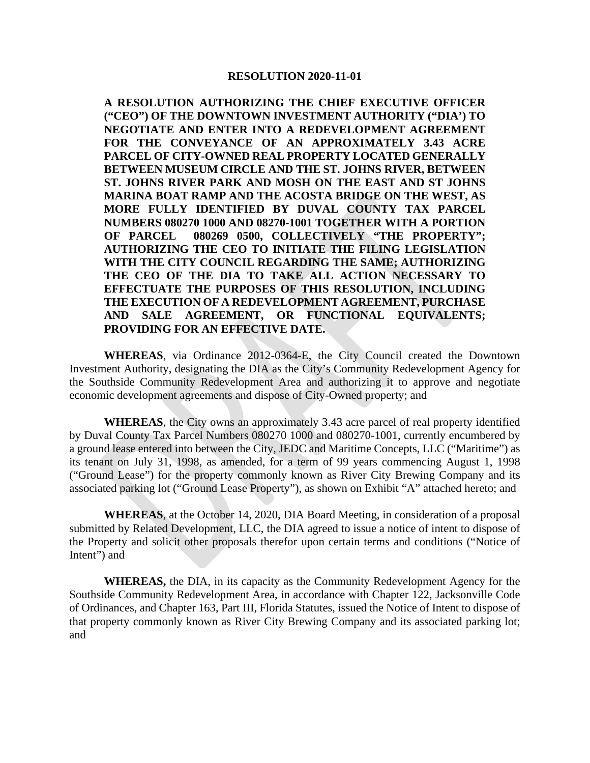**RESOLUTION 2020-11-01**

**A RESOLUTION AUTHORIZING THE CHIEF EXECUTIVE OFFICER ("CEO") OF THE DOWNTOWN INVESTMENT AUTHORITY ("DIA') TO NEGOTIATE AND ENTER INTO A REDEVELOPMENT AGREEMENT FOR THE CONVEYANCE OF AN APPROXIMATELY 3.43 ACRE PARCEL OF CITY-OWNED REAL PROPERTY LOCATED GENERALLY BETWEEN MUSEUM CIRCLE AND THE ST. JOHNS RIVER, BETWEEN ST. JOHNS RIVER PARK AND MOSH ON THE EAST AND ST JOHNS MARINA BOAT RAMP AND THE ACOSTA BRIDGE ON THE WEST, AS MORE FULLY IDENTIFIED BY DUVAL COUNTY TAX PARCEL NUMBERS 080270 1000 AND 08270-1001 TOGETHER WITH A PORTION OF PARCEL 080269 0500, COLLECTIVELY "THE PROPERTY"; AUTHORIZING THE CEO TO INITIATE THE FILING LEGISLATION WITH THE CITY COUNCIL REGARDING THE SAME; AUTHORIZING THE CEO OF THE DIA TO TAKE ALL ACTION NECESSARY TO EFFECTUATE THE PURPOSES OF THIS RESOLUTION, INCLUDING THE EXECUTION OF A REDEVELOPMENT AGREEMENT, PURCHASE AND SALE AGREEMENT, OR FUNCTIONAL EQUIVALENTS; PROVIDING FOR AN EFFECTIVE DATE.**

**WHEREAS**, via Ordinance 2012-0364-E, the City Council created the Downtown Investment Authority, designating the DIA as the City's Community Redevelopment Agency for the Southside Community Redevelopment Area and authorizing it to approve and negotiate economic development agreements and dispose of City-Owned property; and

**WHEREAS**, the City owns an approximately 3.43 acre parcel of real property identified by Duval County Tax Parcel Numbers 080270 1000 and 080270-1001, currently encumbered by a ground lease entered into between the City, JEDC and Maritime Concepts, LLC ("Maritime") as its tenant on July 31, 1998, as amended, for a term of 99 years commencing August 1, 1998 ("Ground Lease") for the property commonly known as River City Brewing Company and its associated parking lot ("Ground Lease Property"), as shown on Exhibit "A" attached hereto; and

**WHEREAS**, at the October 14, 2020, DIA Board Meeting, in consideration of a proposal submitted by Related Development, LLC, the DIA agreed to issue a notice of intent to dispose of the Property and solicit other proposals therefor upon certain terms and conditions ("Notice of Intent") and

**WHEREAS,** the DIA, in its capacity as the Community Redevelopment Agency for the Southside Community Redevelopment Area, in accordance with Chapter 122, Jacksonville Code of Ordinances, and Chapter 163, Part III, Florida Statutes, issued the Notice of Intent to dispose of that property commonly known as River City Brewing Company and its associated parking lot; and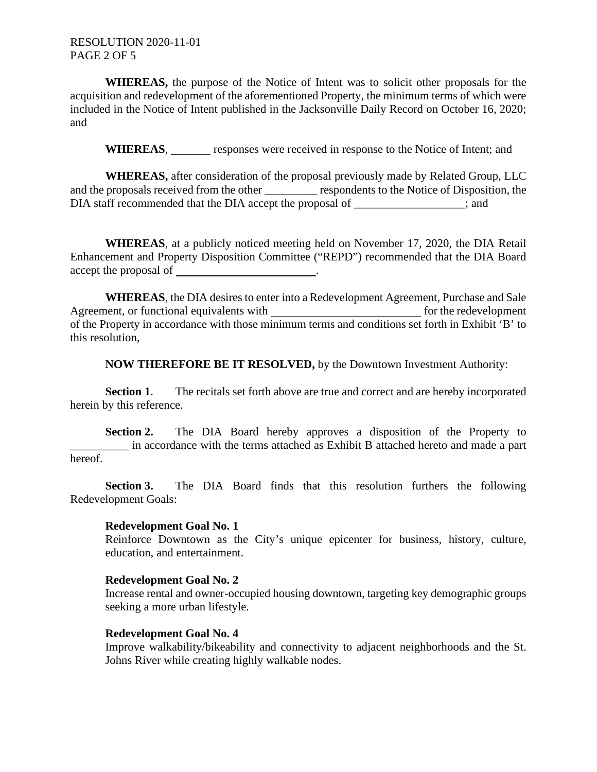**WHEREAS,** the purpose of the Notice of Intent was to solicit other proposals for the acquisition and redevelopment of the aforementioned Property, the minimum terms of which were included in the Notice of Intent published in the Jacksonville Daily Record on October 16, 2020; and

**WHEREAS**, _______ responses were received in response to the Notice of Intent; and

**WHEREAS,** after consideration of the proposal previously made by Related Group, LLC and the proposals received from the other _________ respondents to the Notice of Disposition, the DIA staff recommended that the DIA accept the proposal of ___________________; and

**WHEREAS**, at a publicly noticed meeting held on November 17, 2020, the DIA Retail Enhancement and Property Disposition Committee ("REPD") recommended that the DIA Board accept the proposal of ________________________.

**WHEREAS**, the DIA desires to enter into a Redevelopment Agreement, Purchase and Sale Agreement, or functional equivalents with _________________________ for the redevelopment of the Property in accordance with those minimum terms and conditions set forth in Exhibit 'B' to this resolution,

**NOW THEREFORE BE IT RESOLVED,** by the Downtown Investment Authority:

**Section 1**. The recitals set forth above are true and correct and are hereby incorporated herein by this reference.

**Section 2.** The DIA Board hereby approves a disposition of the Property to __________ in accordance with the terms attached as Exhibit B attached hereto and made a part hereof.

**Section 3.** The DIA Board finds that this resolution furthers the following Redevelopment Goals:

**Redevelopment Goal No. 1**
Reinforce Downtown as the City's unique epicenter for business, history, culture, education, and entertainment.

**Redevelopment Goal No. 2**
Increase rental and owner-occupied housing downtown, targeting key demographic groups seeking a more urban lifestyle.

**Redevelopment Goal No. 4**
Improve walkability/bikeability and connectivity to adjacent neighborhoods and the St. Johns River while creating highly walkable nodes.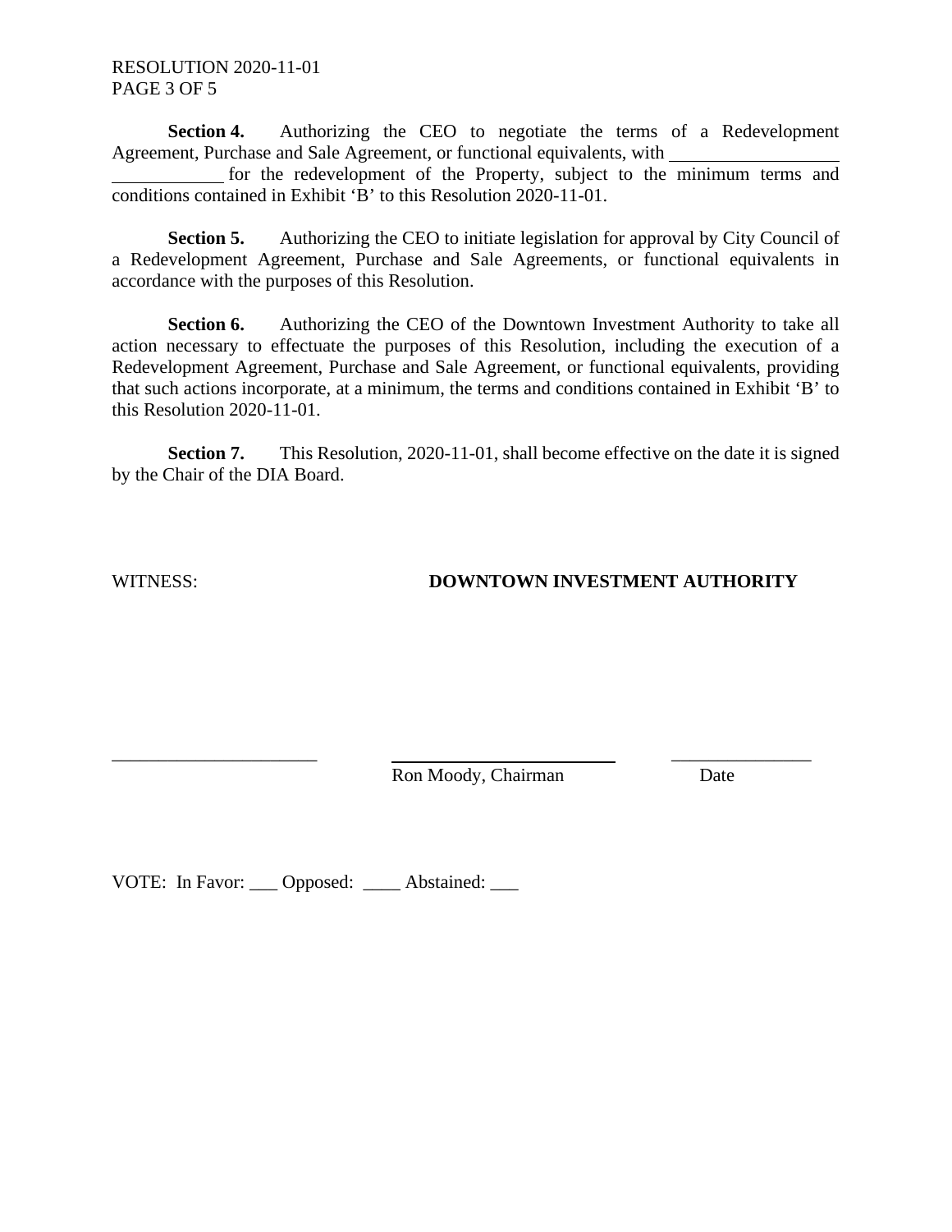**Section 4.** Authorizing the CEO to negotiate the terms of a Redevelopment Agreement, Purchase and Sale Agreement, or functional equivalents, with ______________________________ for the redevelopment of the Property, subject to the minimum terms and conditions contained in Exhibit 'B' to this Resolution 2020-11-01.

**Section 5.** Authorizing the CEO to initiate legislation for approval by City Council of a Redevelopment Agreement, Purchase and Sale Agreements, or functional equivalents in accordance with the purposes of this Resolution.

**Section 6.** Authorizing the CEO of the Downtown Investment Authority to take all action necessary to effectuate the purposes of this Resolution, including the execution of a Redevelopment Agreement, Purchase and Sale Agreement, or functional equivalents, providing that such actions incorporate, at a minimum, the terms and conditions contained in Exhibit 'B' to this Resolution 2020-11-01.

**Section 7.** This Resolution, 2020-11-01, shall become effective on the date it is signed by the Chair of the DIA Board.

WITNESS: **DOWNTOWN INVESTMENT AUTHORITY**

______________________ ______________________ ______________
Ron Moody, Chairman Date

VOTE: In Favor: ___ Opposed: ____ Abstained: ___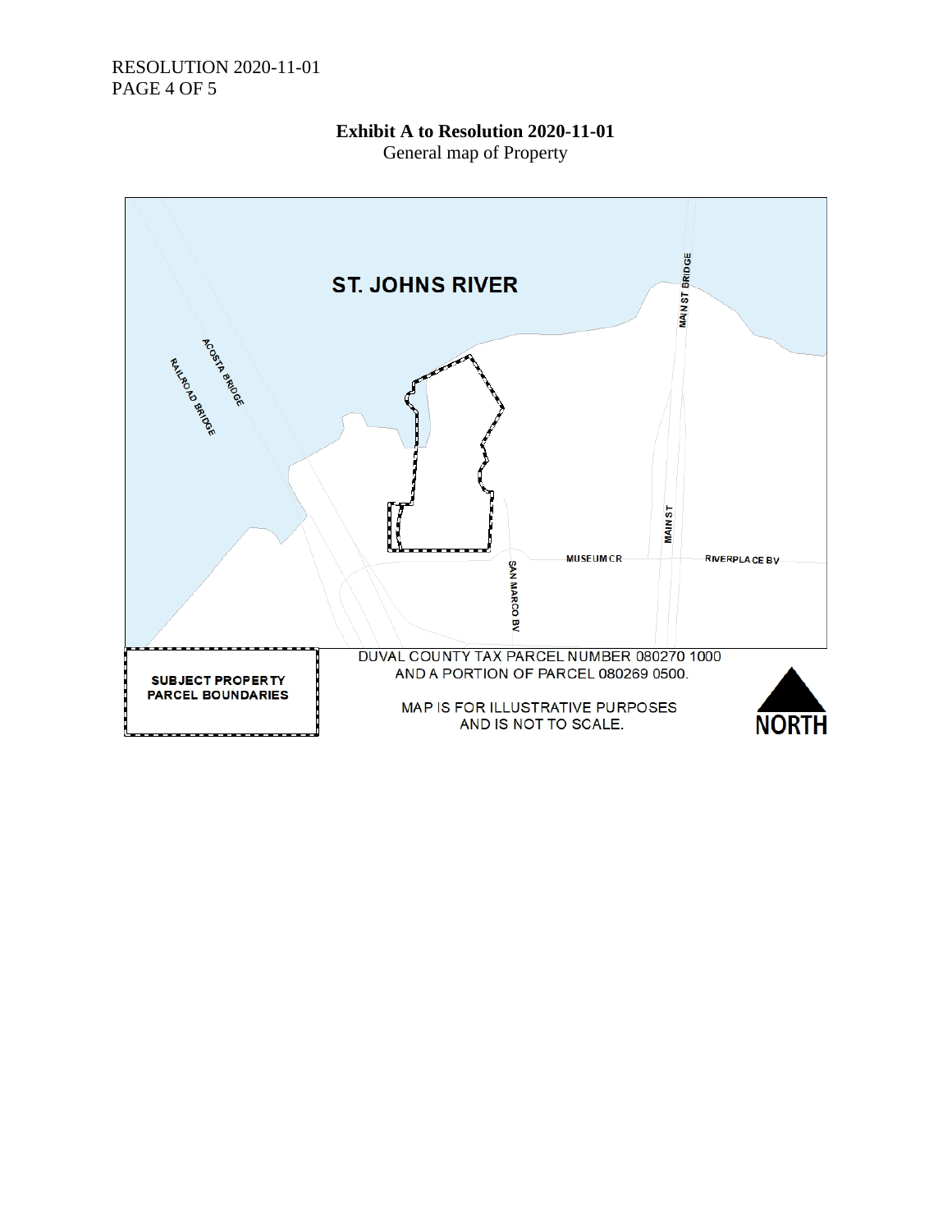**Exhibit A to Resolution 2020-11-01**

General map of Property

ST. JOHNS RIVER

ACOSTA BRIDGE

RAILROAD BRIDGE

MAIN ST BRIDGE

MAIN ST

MUSEUM CR

RIVERPLACE BV

SAN MARCO BV

SUBJECT PROPERTY PARCEL BOUNDARIES

DUVAL COUNTY TAX PARCEL NUMBER 080270 1000 AND A PORTION OF PARCEL 080269 0500.

MAP IS FOR ILLUSTRATIVE PURPOSES AND IS NOT TO SCALE.

NORTH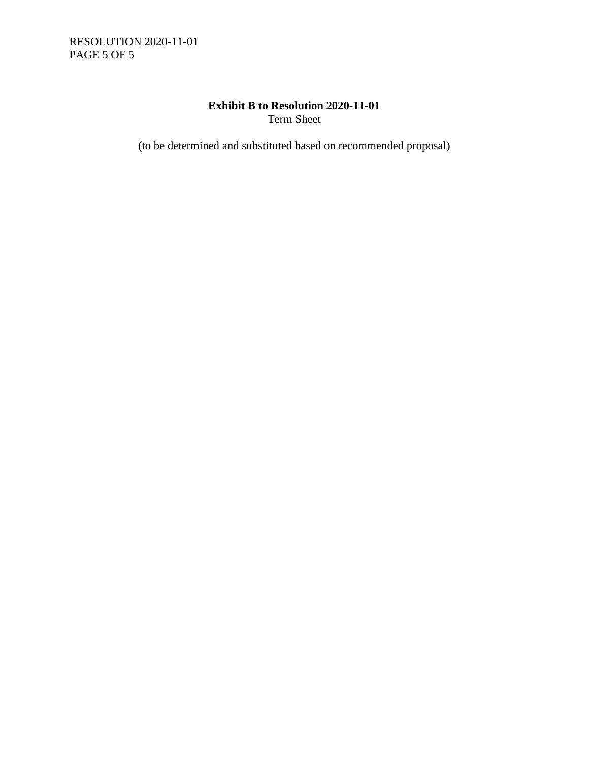**Exhibit B to Resolution 2020-11-01**

Term Sheet

(to be determined and substituted based on recommended proposal)